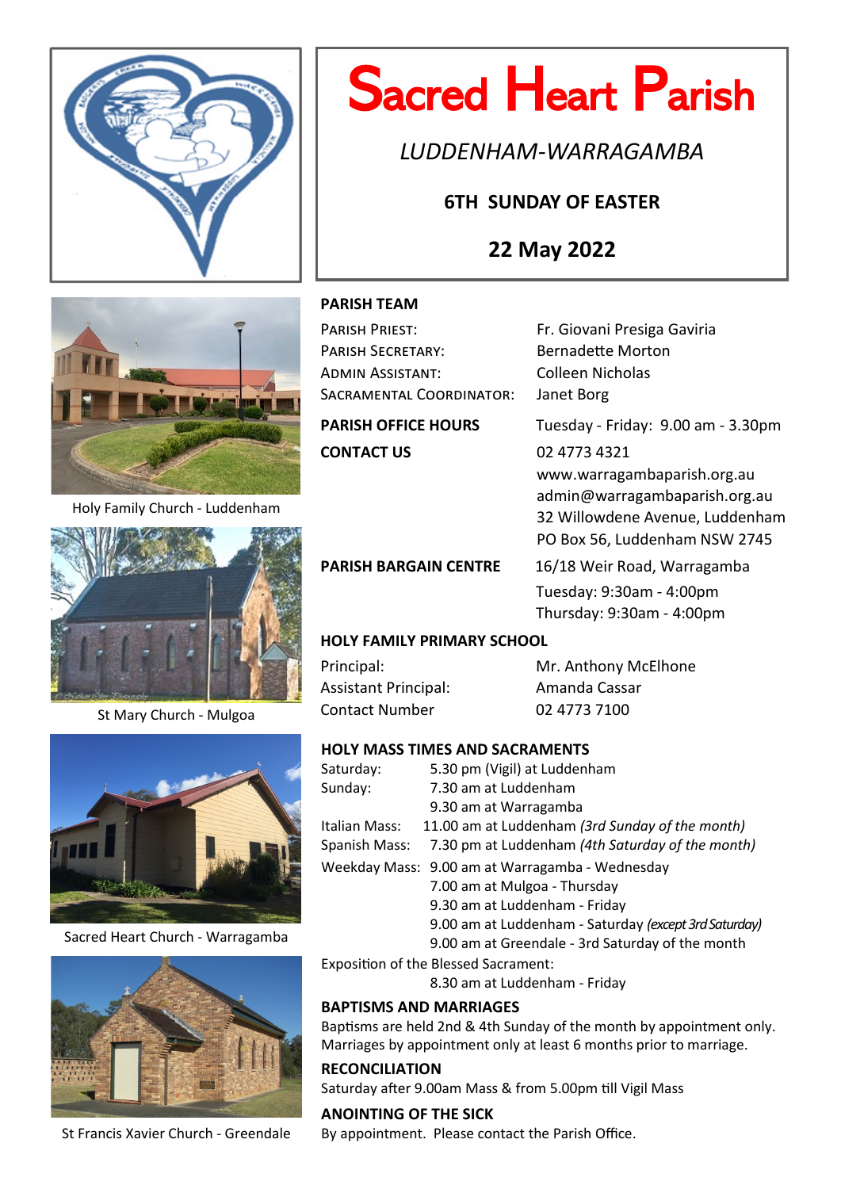# Sacred Heart Parish

*LUDDENHAM-WARRAGAMBA*

**6TH SUNDAY OF EASTER**

**22 May 2022**

Holy Family Church - Luddenham

St Mary Church - Mulgoa

Sacred Heart Church - Warragamba

St Francis Xavier Church - Greendale

## PARISH TEAM

| | |
|---|---|
| PARISH PRIEST: | Fr. Giovani Presiga Gaviria |
| PARISH SECRETARY: | Bernadette Morton |
| ADMIN ASSISTANT: | Colleen Nicholas |
| SACRAMENTAL COORDINATOR: | Janet Borg |

**PARISH OFFICE HOURS** Tuesday - Friday: 9.00 am - 3.30pm

**CONTACT US**
02 4773 4321
www.warragambaparish.org.au
admin@warragambaparish.org.au
32 Willowdene Avenue, Luddenham
PO Box 56, Luddenham NSW 2745

**PARISH BARGAIN CENTRE**
16/18 Weir Road, Warragamba
Tuesday: 9:30am - 4:00pm
Thursday: 9:30am - 4:00pm

## HOLY FAMILY PRIMARY SCHOOL

| | |
|---|---|
| Principal: | Mr. Anthony McElhone |
| Assistant Principal: | Amanda Cassar |
| Contact Number | 02 4773 7100 |

## HOLY MASS TIMES AND SACRAMENTS

Saturday: 5.30 pm (Vigil) at Luddenham
Sunday: 7.30 am at Luddenham
9.30 am at Warragamba
Italian Mass: 11.00 am at Luddenham *(3rd Sunday of the month)*
Spanish Mass: 7.30 pm at Luddenham *(4th Saturday of the month)*
Weekday Mass: 9.00 am at Warragamba - Wednesday
7.00 am at Mulgoa - Thursday
9.30 am at Luddenham - Friday
9.00 am at Luddenham - Saturday *(except 3rd Saturday)*
9.00 am at Greendale - 3rd Saturday of the month

Exposition of the Blessed Sacrament:
8.30 am at Luddenham - Friday

## BAPTISMS AND MARRIAGES

Baptisms are held 2nd & 4th Sunday of the month by appointment only.
Marriages by appointment only at least 6 months prior to marriage.

## RECONCILIATION

Saturday after 9.00am Mass & from 5.00pm till Vigil Mass

## ANOINTING OF THE SICK

By appointment. Please contact the Parish Office.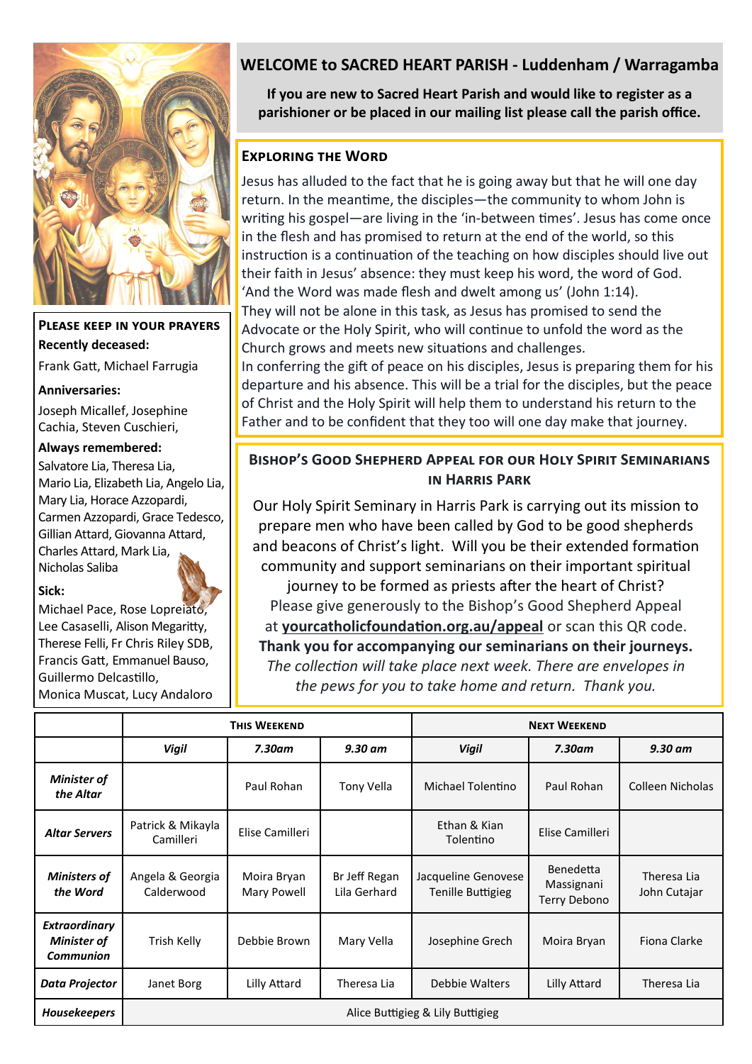## WELCOME to SACRED HEART PARISH - Luddenham / Warragamba

**If you are new to Sacred Heart Parish and would like to register as a parishioner or be placed in our mailing list please call the parish office.**

### Please keep in your prayers

**Recently deceased:**

Frank Gatt, Michael Farrugia

**Anniversaries:**

Joseph Micallef, Josephine Cachia, Steven Cuschieri,

**Always remembered:**

Salvatore Lia, Theresa Lia, Mario Lia, Elizabeth Lia, Angelo Lia, Mary Lia, Horace Azzopardi, Carmen Azzopardi, Grace Tedesco, Gillian Attard, Giovanna Attard, Charles Attard, Mark Lia, Nicholas Saliba

**Sick:**

Michael Pace, Rose Lopreiato, Lee Casaselli, Alison Megaritty, Therese Felli, Fr Chris Riley SDB, Francis Gatt, Emmanuel Bauso, Guillermo Delcastillo, Monica Muscat, Lucy Andaloro

### Exploring the Word

Jesus has alluded to the fact that he is going away but that he will one day return. In the meantime, the disciples—the community to whom John is writing his gospel—are living in the 'in-between times'. Jesus has come once in the flesh and has promised to return at the end of the world, so this instruction is a continuation of the teaching on how disciples should live out their faith in Jesus' absence: they must keep his word, the word of God. 'And the Word was made flesh and dwelt among us' (John 1:14).
They will not be alone in this task, as Jesus has promised to send the Advocate or the Holy Spirit, who will continue to unfold the word as the Church grows and meets new situations and challenges.
In conferring the gift of peace on his disciples, Jesus is preparing them for his departure and his absence. This will be a trial for the disciples, but the peace of Christ and the Holy Spirit will help them to understand his return to the Father and to be confident that they too will one day make that journey.

### Bishop's Good Shepherd Appeal for our Holy Spirit Seminarians in Harris Park

Our Holy Spirit Seminary in Harris Park is carrying out its mission to prepare men who have been called by God to be good shepherds and beacons of Christ's light. Will you be their extended formation community and support seminarians on their important spiritual journey to be formed as priests after the heart of Christ?
Please give generously to the Bishop's Good Shepherd Appeal at **yourcatholicfoundation.org.au/appeal** or scan this QR code.
**Thank you for accompanying our seminarians on their journeys.**
*The collection will take place next week. There are envelopes in the pews for you to take home and return. Thank you.*

| | This Weekend | | | Next Weekend | | |
|---|---|---|---|---|---|---|
| | *Vigil* | *7.30am* | *9.30 am* | *Vigil* | *7.30am* | *9.30 am* |
| ***Minister of the Altar*** | | Paul Rohan | Tony Vella | Michael Tolentino | Paul Rohan | Colleen Nicholas |
| ***Altar Servers*** | Patrick & Mikayla Camilleri | Elise Camilleri | | Ethan & Kian Tolentino | Elise Camilleri | |
| ***Ministers of the Word*** | Angela & Georgia Calderwood | Moira Bryan Mary Powell | Br Jeff Regan Lila Gerhard | Jacqueline Genovese Tenille Buttigieg | Benedetta Massignani Terry Debono | Theresa Lia John Cutajar |
| ***Extraordinary Minister of Communion*** | Trish Kelly | Debbie Brown | Mary Vella | Josephine Grech | Moira Bryan | Fiona Clarke |
| ***Data Projector*** | Janet Borg | Lilly Attard | Theresa Lia | Debbie Walters | Lilly Attard | Theresa Lia |
| ***Housekeepers*** | Alice Buttigieg & Lily Buttigieg | | | | | |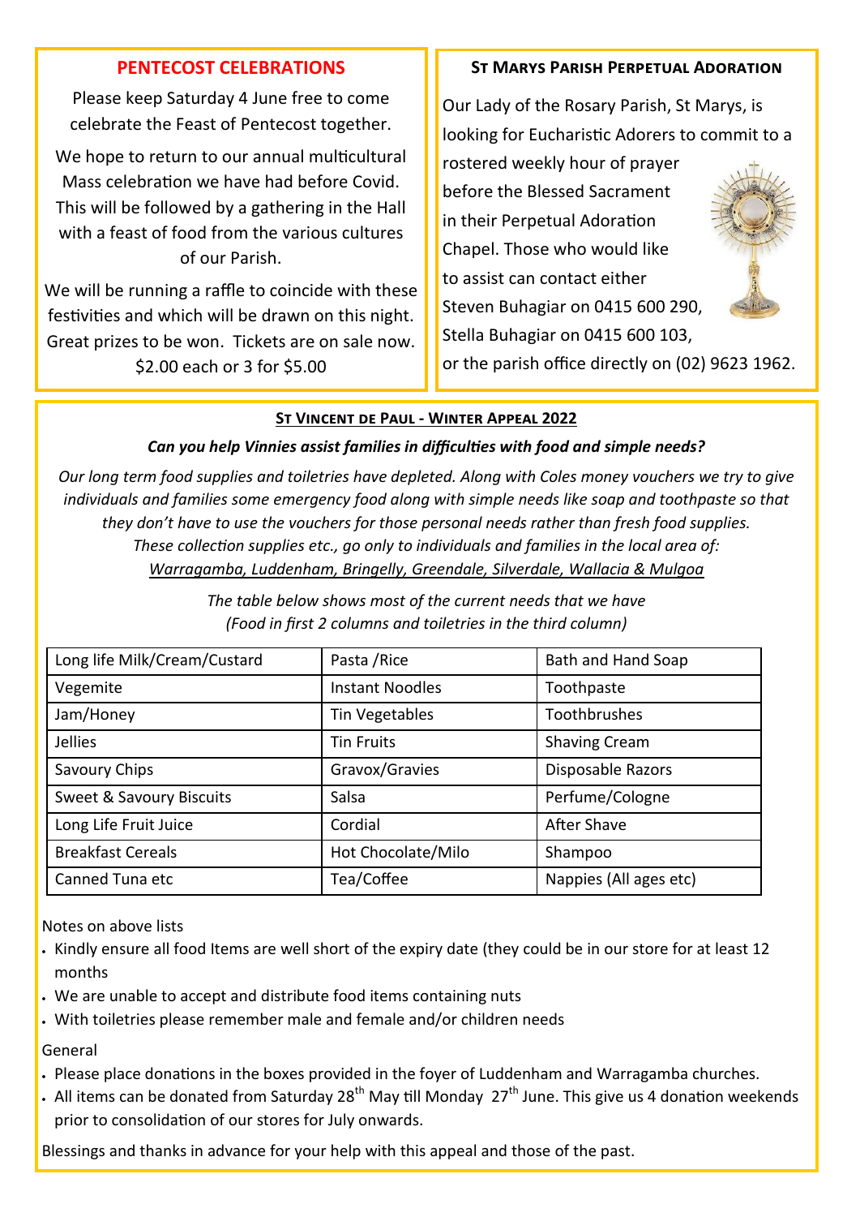## PENTECOST CELEBRATIONS

Please keep Saturday 4 June free to come celebrate the Feast of Pentecost together.

We hope to return to our annual multicultural Mass celebration we have had before Covid. This will be followed by a gathering in the Hall with a feast of food from the various cultures of our Parish.

We will be running a raffle to coincide with these festivities and which will be drawn on this night. Great prizes to be won. Tickets are on sale now. $2.00 each or 3 for $5.00

## St Marys Parish Perpetual Adoration

Our Lady of the Rosary Parish, St Marys, is looking for Eucharistic Adorers to commit to a rostered weekly hour of prayer before the Blessed Sacrament in their Perpetual Adoration Chapel. Those who would like to assist can contact either Steven Buhagiar on 0415 600 290, Stella Buhagiar on 0415 600 103, or the parish office directly on (02) 9623 1962.

## St Vincent de Paul - Winter Appeal 2022

***Can you help Vinnies assist families in difficulties with food and simple needs?***

*Our long term food supplies and toiletries have depleted. Along with Coles money vouchers we try to give individuals and families some emergency food along with simple needs like soap and toothpaste so that they don't have to use the vouchers for those personal needs rather than fresh food supplies. These collection supplies etc., go only to individuals and families in the local area of:* *Warragamba, Luddenham, Bringelly, Greendale, Silverdale, Wallacia & Mulgoa*

*The table below shows most of the current needs that we have (Food in first 2 columns and toiletries in the third column)*

| Long life Milk/Cream/Custard | Pasta /Rice | Bath and Hand Soap |
|---|---|---|
| Vegemite | Instant Noodles | Toothpaste |
| Jam/Honey | Tin Vegetables | Toothbrushes |
| Jellies | Tin Fruits | Shaving Cream |
| Savoury Chips | Gravox/Gravies | Disposable Razors |
| Sweet & Savoury Biscuits | Salsa | Perfume/Cologne |
| Long Life Fruit Juice | Cordial | After Shave |
| Breakfast Cereals | Hot Chocolate/Milo | Shampoo |
| Canned Tuna etc | Tea/Coffee | Nappies (All ages etc) |

Notes on above lists

- Kindly ensure all food Items are well short of the expiry date (they could be in our store for at least 12 months
- We are unable to accept and distribute food items containing nuts
- With toiletries please remember male and female and/or children needs

General

- Please place donations in the boxes provided in the foyer of Luddenham and Warragamba churches.
- All items can be donated from Saturday 28th May till Monday 27th June. This give us 4 donation weekends prior to consolidation of our stores for July onwards.

Blessings and thanks in advance for your help with this appeal and those of the past.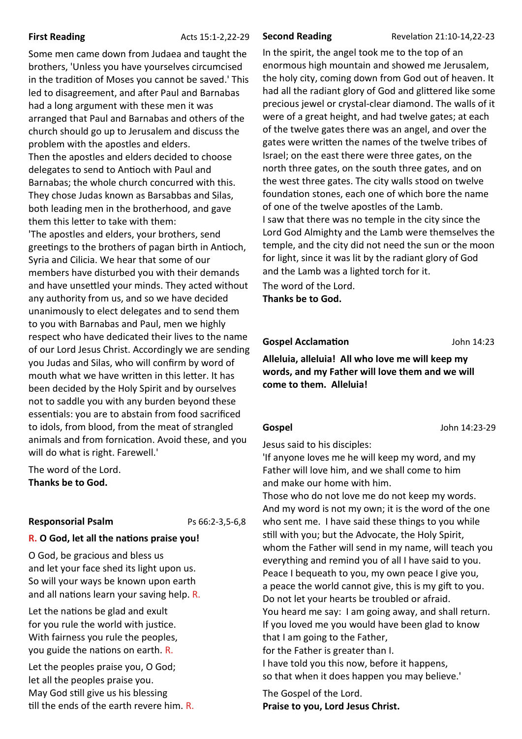**First Reading** Acts 15:1-2,22-29

Some men came down from Judaea and taught the brothers, 'Unless you have yourselves circumcised in the tradition of Moses you cannot be saved.' This led to disagreement, and after Paul and Barnabas had a long argument with these men it was arranged that Paul and Barnabas and others of the church should go up to Jerusalem and discuss the problem with the apostles and elders.
Then the apostles and elders decided to choose delegates to send to Antioch with Paul and Barnabas; the whole church concurred with this. They chose Judas known as Barsabbas and Silas, both leading men in the brotherhood, and gave them this letter to take with them:
'The apostles and elders, your brothers, send greetings to the brothers of pagan birth in Antioch, Syria and Cilicia. We hear that some of our members have disturbed you with their demands and have unsettled your minds. They acted without any authority from us, and so we have decided unanimously to elect delegates and to send them to you with Barnabas and Paul, men we highly respect who have dedicated their lives to the name of our Lord Jesus Christ. Accordingly we are sending you Judas and Silas, who will confirm by word of mouth what we have written in this letter. It has been decided by the Holy Spirit and by ourselves not to saddle you with any burden beyond these essentials: you are to abstain from food sacrificed to idols, from blood, from the meat of strangled animals and from fornication. Avoid these, and you will do what is right. Farewell.'

The word of the Lord.
**Thanks be to God.**

**Responsorial Psalm** Ps 66:2-3,5-6,8

R. **O God, let all the nations praise you!**

O God, be gracious and bless us
and let your face shed its light upon us.
So will your ways be known upon earth
and all nations learn your saving help. R.

Let the nations be glad and exult
for you rule the world with justice.
With fairness you rule the peoples,
you guide the nations on earth. R.

Let the peoples praise you, O God;
let all the peoples praise you.
May God still give us his blessing
till the ends of the earth revere him. R.

**Second Reading** Revelation 21:10-14,22-23

In the spirit, the angel took me to the top of an enormous high mountain and showed me Jerusalem, the holy city, coming down from God out of heaven. It had all the radiant glory of God and glittered like some precious jewel or crystal-clear diamond. The walls of it were of a great height, and had twelve gates; at each of the twelve gates there was an angel, and over the gates were written the names of the twelve tribes of Israel; on the east there were three gates, on the north three gates, on the south three gates, and on the west three gates. The city walls stood on twelve foundation stones, each one of which bore the name of one of the twelve apostles of the Lamb.
I saw that there was no temple in the city since the Lord God Almighty and the Lamb were themselves the temple, and the city did not need the sun or the moon for light, since it was lit by the radiant glory of God and the Lamb was a lighted torch for it.

The word of the Lord.
**Thanks be to God.**

**Gospel Acclamation** John 14:23

**Alleluia, alleluia! All who love me will keep my words, and my Father will love them and we will come to them. Alleluia!**

**Gospel** John 14:23-29

Jesus said to his disciples:
'If anyone loves me he will keep my word, and my Father will love him, and we shall come to him
and make our home with him.
Those who do not love me do not keep my words.
And my word is not my own; it is the word of the one who sent me. I have said these things to you while still with you; but the Advocate, the Holy Spirit, whom the Father will send in my name, will teach you everything and remind you of all I have said to you.
Peace I bequeath to you, my own peace I give you,
a peace the world cannot give, this is my gift to you.
Do not let your hearts be troubled or afraid.
You heard me say: I am going away, and shall return.
If you loved me you would have been glad to know
that I am going to the Father,
for the Father is greater than I.
I have told you this now, before it happens,
so that when it does happen you may believe.'

The Gospel of the Lord.
**Praise to you, Lord Jesus Christ.**